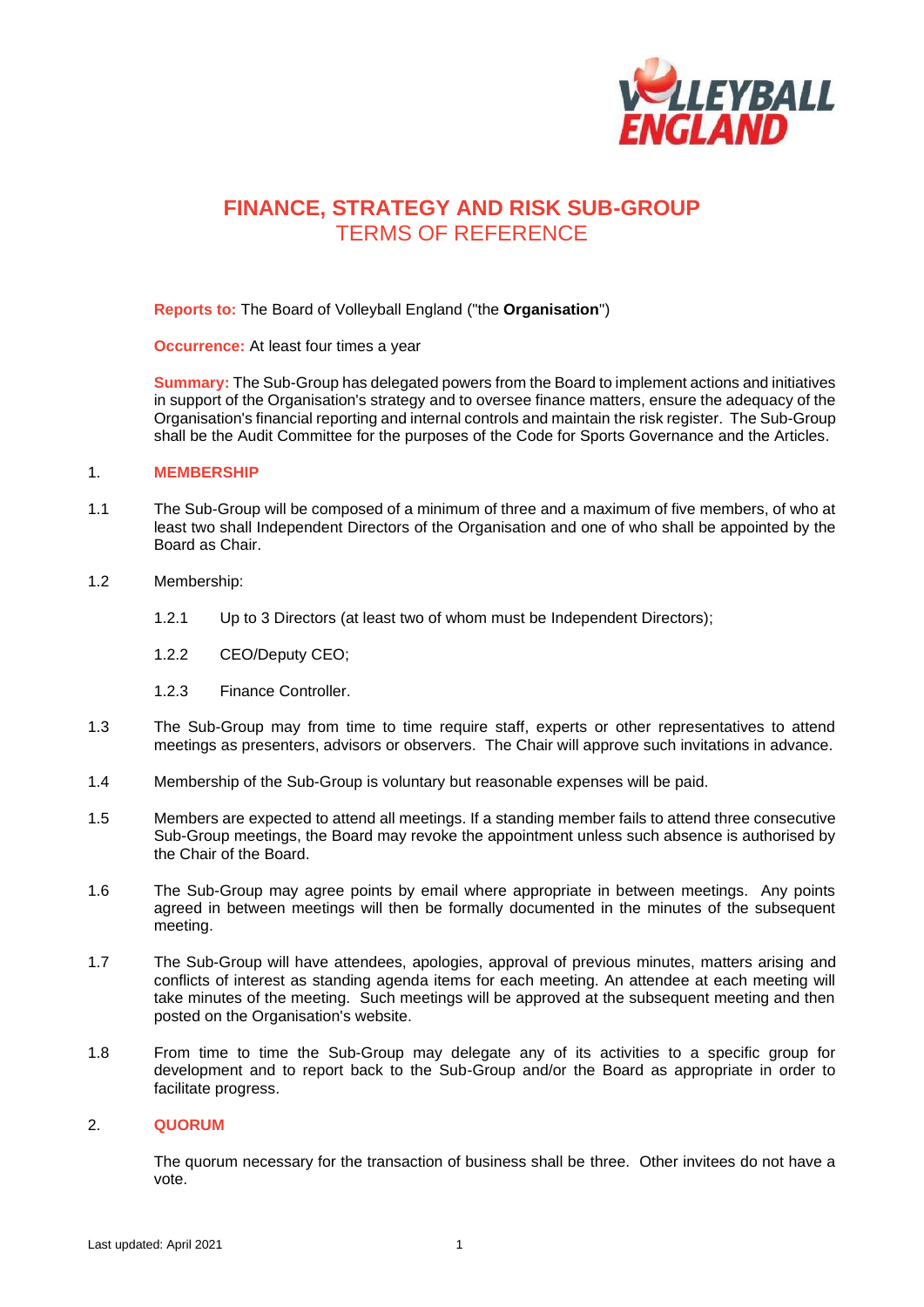# FINANCE, STRATEGY AND RISK SUB-GROUP
## TERMS OF REFERENCE

**Reports to:** The Board of Volleyball England ("the **Organisation**")

**Occurrence:** At least four times a year

**Summary:** The Sub-Group has delegated powers from the Board to implement actions and initiatives in support of the Organisation's strategy and to oversee finance matters, ensure the adequacy of the Organisation's financial reporting and internal controls and maintain the risk register. The Sub-Group shall be the Audit Committee for the purposes of the Code for Sports Governance and the Articles.

### 1. MEMBERSHIP

1.1 The Sub-Group will be composed of a minimum of three and a maximum of five members, of who at least two shall Independent Directors of the Organisation and one of who shall be appointed by the Board as Chair.

1.2 Membership:

1.2.1 Up to 3 Directors (at least two of whom must be Independent Directors);

1.2.2 CEO/Deputy CEO;

1.2.3 Finance Controller.

1.3 The Sub-Group may from time to time require staff, experts or other representatives to attend meetings as presenters, advisors or observers. The Chair will approve such invitations in advance.

1.4 Membership of the Sub-Group is voluntary but reasonable expenses will be paid.

1.5 Members are expected to attend all meetings. If a standing member fails to attend three consecutive Sub-Group meetings, the Board may revoke the appointment unless such absence is authorised by the Chair of the Board.

1.6 The Sub-Group may agree points by email where appropriate in between meetings. Any points agreed in between meetings will then be formally documented in the minutes of the subsequent meeting.

1.7 The Sub-Group will have attendees, apologies, approval of previous minutes, matters arising and conflicts of interest as standing agenda items for each meeting. An attendee at each meeting will take minutes of the meeting. Such meetings will be approved at the subsequent meeting and then posted on the Organisation's website.

1.8 From time to time the Sub-Group may delegate any of its activities to a specific group for development and to report back to the Sub-Group and/or the Board as appropriate in order to facilitate progress.

### 2. QUORUM

The quorum necessary for the transaction of business shall be three. Other invitees do not have a vote.

Last updated: April 2021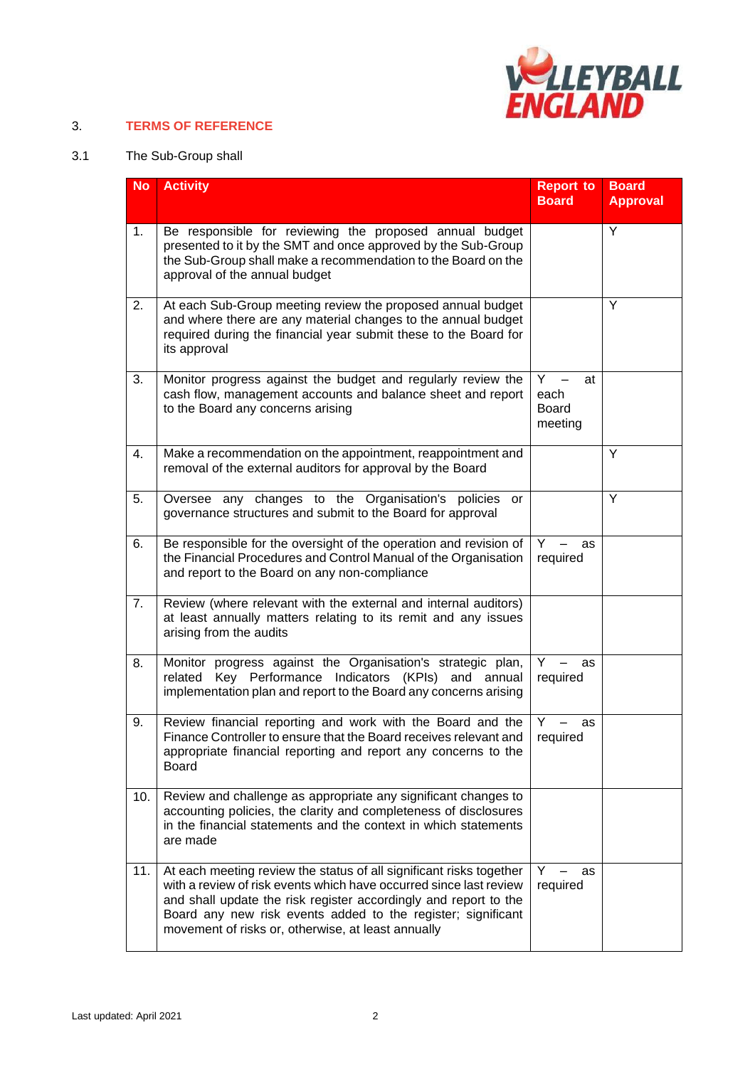## 3. TERMS OF REFERENCE

3.1 The Sub-Group shall

| No | Activity | Report to Board | Board Approval |
|---|---|---|---|
| 1. | Be responsible for reviewing the proposed annual budget presented to it by the SMT and once approved by the Sub-Group the Sub-Group shall make a recommendation to the Board on the approval of the annual budget | | Y |
| 2. | At each Sub-Group meeting review the proposed annual budget and where there are any material changes to the annual budget required during the financial year submit these to the Board for its approval | | Y |
| 3. | Monitor progress against the budget and regularly review the cash flow, management accounts and balance sheet and report to the Board any concerns arising | Y – at each Board meeting | |
| 4. | Make a recommendation on the appointment, reappointment and removal of the external auditors for approval by the Board | | Y |
| 5. | Oversee any changes to the Organisation's policies or governance structures and submit to the Board for approval | | Y |
| 6. | Be responsible for the oversight of the operation and revision of the Financial Procedures and Control Manual of the Organisation and report to the Board on any non-compliance | Y – as required | |
| 7. | Review (where relevant with the external and internal auditors) at least annually matters relating to its remit and any issues arising from the audits | | |
| 8. | Monitor progress against the Organisation's strategic plan, related Key Performance Indicators (KPIs) and annual implementation plan and report to the Board any concerns arising | Y – as required | |
| 9. | Review financial reporting and work with the Board and the Finance Controller to ensure that the Board receives relevant and appropriate financial reporting and report any concerns to the Board | Y – as required | |
| 10. | Review and challenge as appropriate any significant changes to accounting policies, the clarity and completeness of disclosures in the financial statements and the context in which statements are made | | |
| 11. | At each meeting review the status of all significant risks together with a review of risk events which have occurred since last review and shall update the risk register accordingly and report to the Board any new risk events added to the register; significant movement of risks or, otherwise, at least annually | Y – as required | |

Last updated: April 2021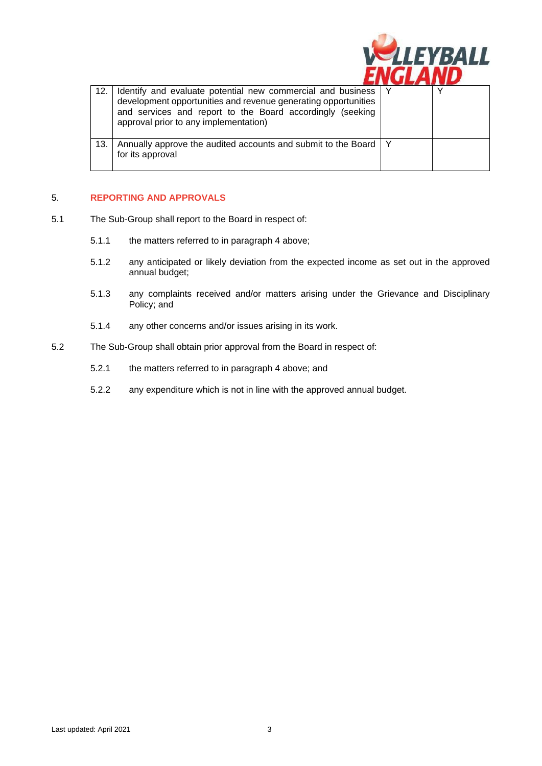| | | | |
|---|---|---|---|
| 12. | Identify and evaluate potential new commercial and business development opportunities and revenue generating opportunities and services and report to the Board accordingly (seeking approval prior to any implementation) | Y | Y |
| 13. | Annually approve the audited accounts and submit to the Board for its approval | Y | |

## 5. REPORTING AND APPROVALS

5.1 The Sub-Group shall report to the Board in respect of:

5.1.1 the matters referred to in paragraph 4 above;

5.1.2 any anticipated or likely deviation from the expected income as set out in the approved annual budget;

5.1.3 any complaints received and/or matters arising under the Grievance and Disciplinary Policy; and

5.1.4 any other concerns and/or issues arising in its work.

5.2 The Sub-Group shall obtain prior approval from the Board in respect of:

5.2.1 the matters referred to in paragraph 4 above; and

5.2.2 any expenditure which is not in line with the approved annual budget.

Last updated: April 2021